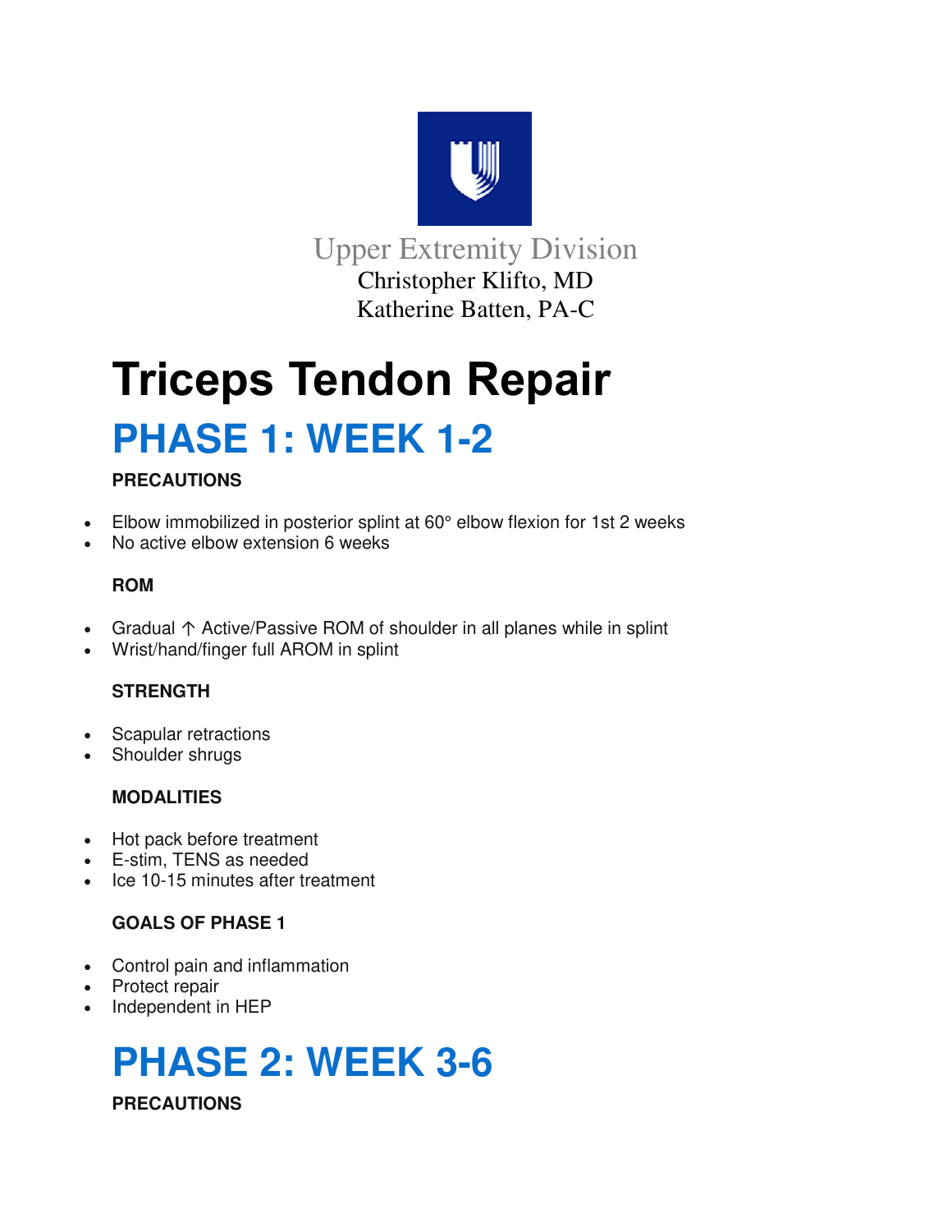Upper Extremity Division
Christopher Klifto, MD
Katherine Batten, PA-C

# Triceps Tendon Repair

## PHASE 1: WEEK 1-2

**PRECAUTIONS**

- Elbow immobilized in posterior splint at 60° elbow flexion for 1st 2 weeks
- No active elbow extension 6 weeks

**ROM**

- Gradual ↑ Active/Passive ROM of shoulder in all planes while in splint
- Wrist/hand/finger full AROM in splint

**STRENGTH**

- Scapular retractions
- Shoulder shrugs

**MODALITIES**

- Hot pack before treatment
- E-stim, TENS as needed
- Ice 10-15 minutes after treatment

**GOALS OF PHASE 1**

- Control pain and inflammation
- Protect repair
- Independent in HEP

## PHASE 2: WEEK 3-6

**PRECAUTIONS**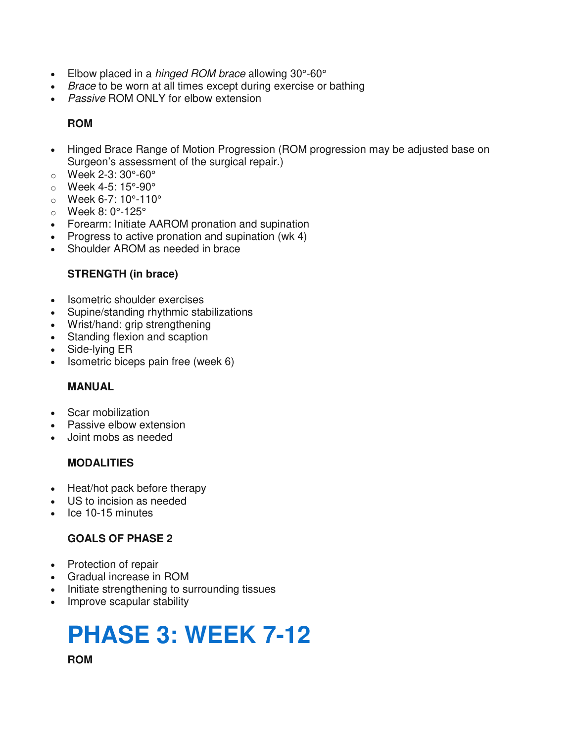- Elbow placed in a *hinged ROM brace* allowing 30°-60°
- *Brace* to be worn at all times except during exercise or bathing
- *Passive* ROM ONLY for elbow extension

**ROM**

- Hinged Brace Range of Motion Progression (ROM progression may be adjusted base on Surgeon's assessment of the surgical repair.)
  - Week 2-3: 30°-60°
  - Week 4-5: 15°-90°
  - Week 6-7: 10°-110°
  - Week 8: 0°-125°
- Forearm: Initiate AAROM pronation and supination
- Progress to active pronation and supination (wk 4)
- Shoulder AROM as needed in brace

**STRENGTH (in brace)**

- Isometric shoulder exercises
- Supine/standing rhythmic stabilizations
- Wrist/hand: grip strengthening
- Standing flexion and scaption
- Side-lying ER
- Isometric biceps pain free (week 6)

**MANUAL**

- Scar mobilization
- Passive elbow extension
- Joint mobs as needed

**MODALITIES**

- Heat/hot pack before therapy
- US to incision as needed
- Ice 10-15 minutes

**GOALS OF PHASE 2**

- Protection of repair
- Gradual increase in ROM
- Initiate strengthening to surrounding tissues
- Improve scapular stability

# PHASE 3: WEEK 7-12

**ROM**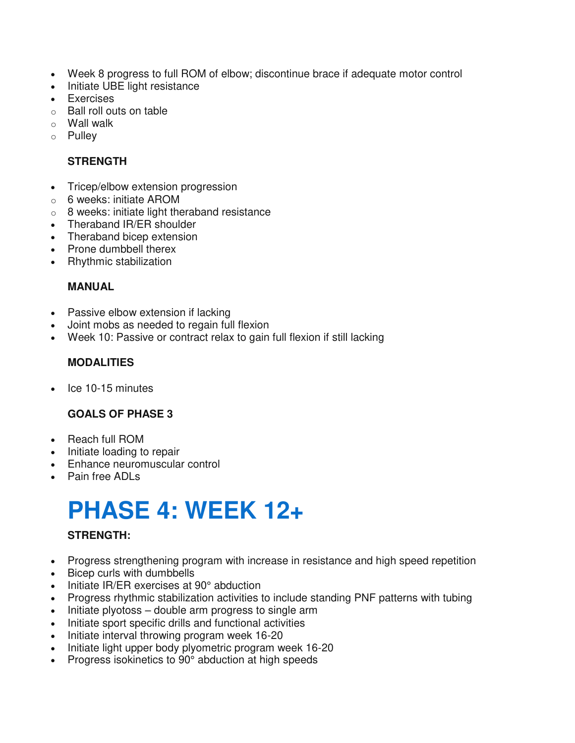- Week 8 progress to full ROM of elbow; discontinue brace if adequate motor control
- Initiate UBE light resistance
- Exercises
  - Ball roll outs on table
  - Wall walk
  - Pulley

**STRENGTH**

- Tricep/elbow extension progression
  - 6 weeks: initiate AROM
  - 8 weeks: initiate light theraband resistance
- Theraband IR/ER shoulder
- Theraband bicep extension
- Prone dumbbell therex
- Rhythmic stabilization

**MANUAL**

- Passive elbow extension if lacking
- Joint mobs as needed to regain full flexion
- Week 10: Passive or contract relax to gain full flexion if still lacking

**MODALITIES**

- Ice 10-15 minutes

**GOALS OF PHASE 3**

- Reach full ROM
- Initiate loading to repair
- Enhance neuromuscular control
- Pain free ADLs

# PHASE 4: WEEK 12+

**STRENGTH:**

- Progress strengthening program with increase in resistance and high speed repetition
- Bicep curls with dumbbells
- Initiate IR/ER exercises at 90° abduction
- Progress rhythmic stabilization activities to include standing PNF patterns with tubing
- Initiate plyotoss – double arm progress to single arm
- Initiate sport specific drills and functional activities
- Initiate interval throwing program week 16-20
- Initiate light upper body plyometric program week 16-20
- Progress isokinetics to 90° abduction at high speeds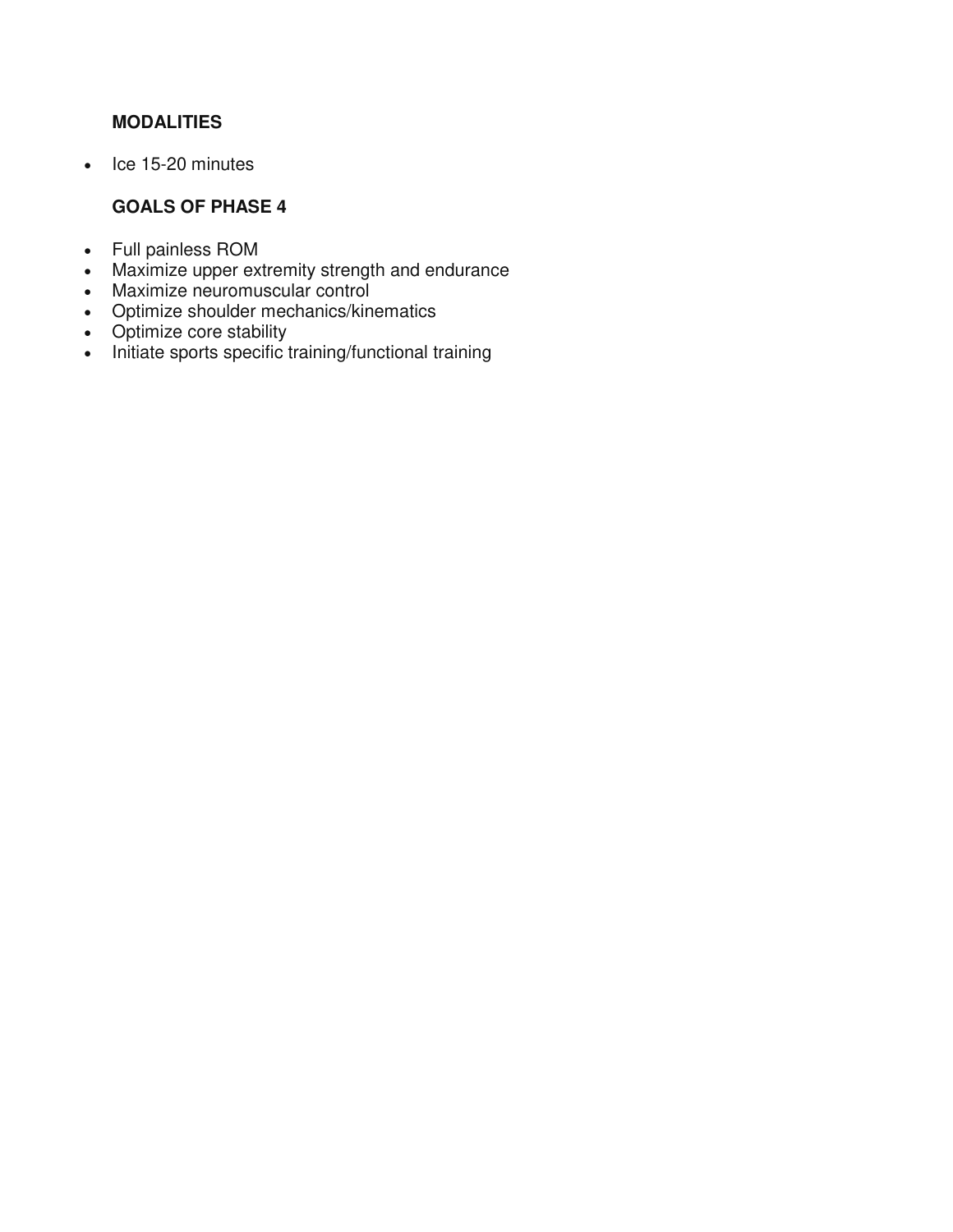**MODALITIES**

- Ice 15-20 minutes

**GOALS OF PHASE 4**

- Full painless ROM
- Maximize upper extremity strength and endurance
- Maximize neuromuscular control
- Optimize shoulder mechanics/kinematics
- Optimize core stability
- Initiate sports specific training/functional training